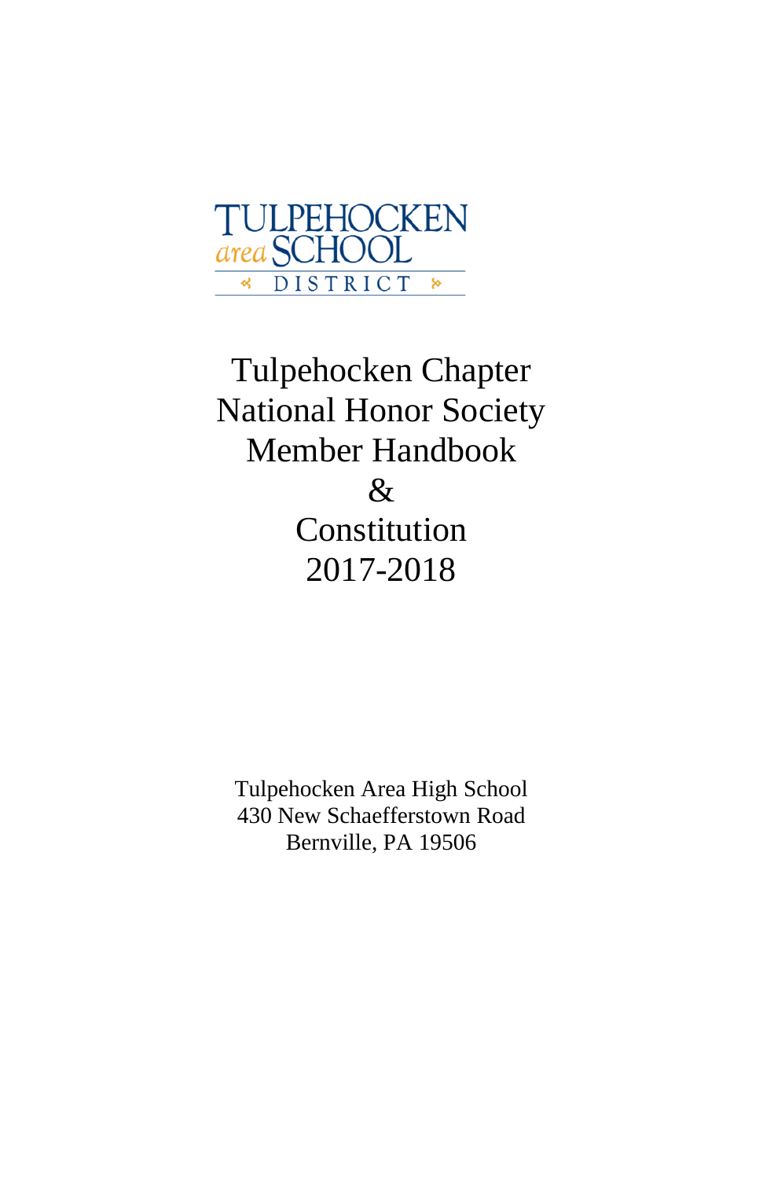TULPEHOCKEN
*area* SCHOOL
DISTRICT

# Tulpehocken Chapter National Honor Society Member Handbook & Constitution 2017-2018

Tulpehocken Area High School
430 New Schaefferstown Road
Bernville, PA 19506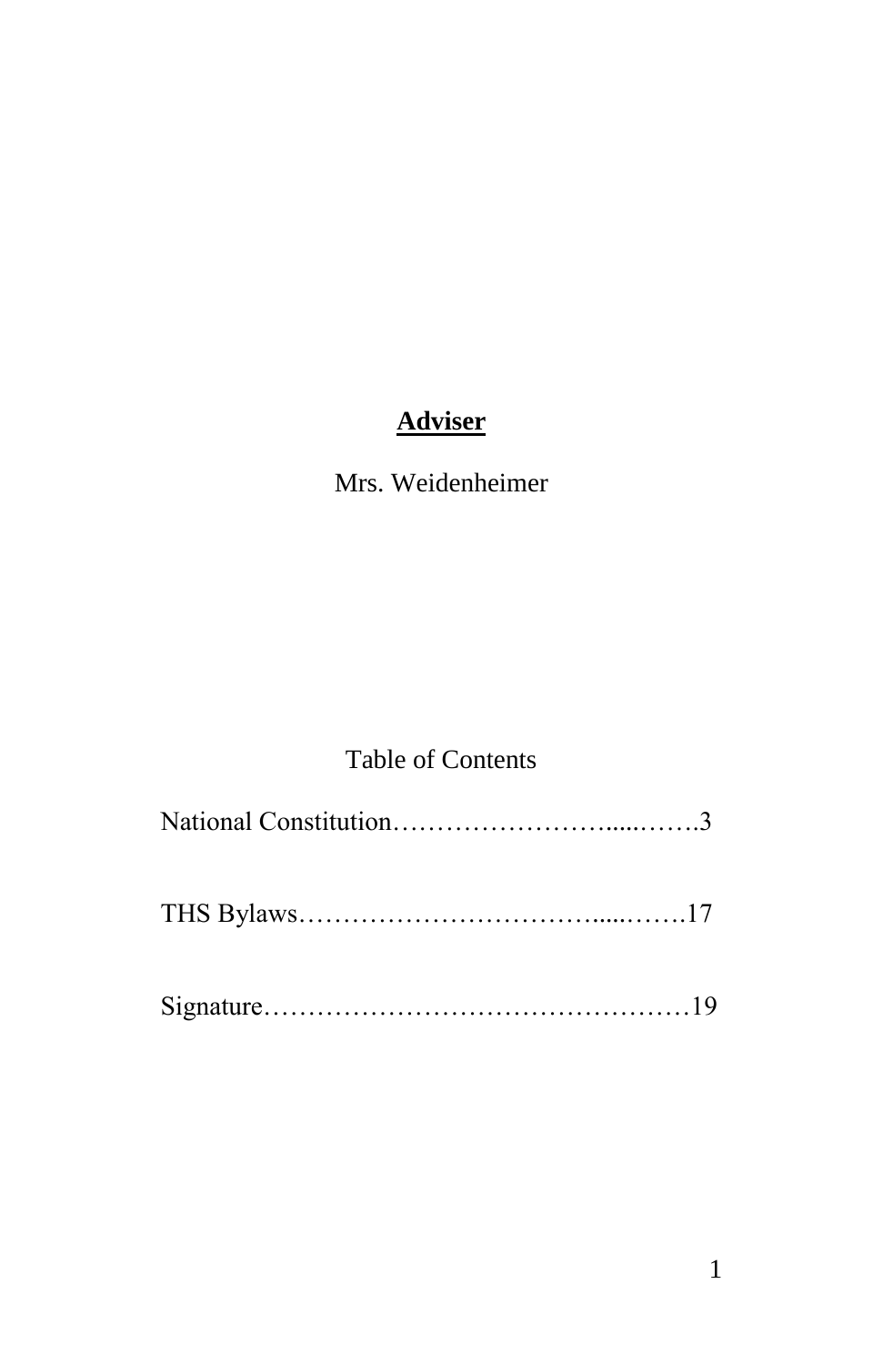**<u>Adviser</u>**

Mrs. Weidenheimer

Table of Contents

National Constitution…………………….....…….3

THS Bylaws…………………………….....…….17

Signature…………………………………………19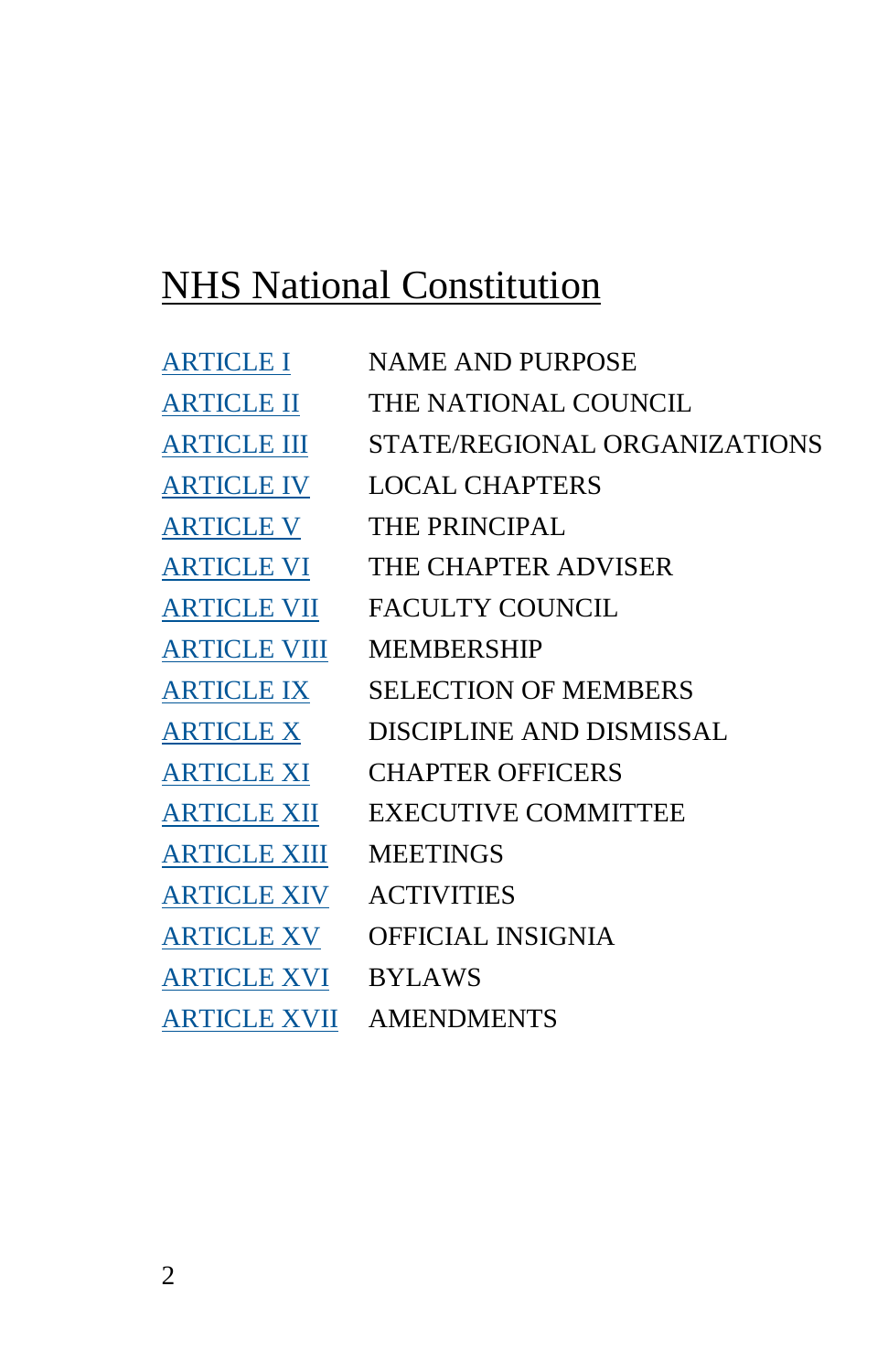# NHS National Constitution

| | |
|---|---|
| ARTICLE I | NAME AND PURPOSE |
| ARTICLE II | THE NATIONAL COUNCIL |
| ARTICLE III | STATE/REGIONAL ORGANIZATIONS |
| ARTICLE IV | LOCAL CHAPTERS |
| ARTICLE V | THE PRINCIPAL |
| ARTICLE VI | THE CHAPTER ADVISER |
| ARTICLE VII | FACULTY COUNCIL |
| ARTICLE VIII | MEMBERSHIP |
| ARTICLE IX | SELECTION OF MEMBERS |
| ARTICLE X | DISCIPLINE AND DISMISSAL |
| ARTICLE XI | CHAPTER OFFICERS |
| ARTICLE XII | EXECUTIVE COMMITTEE |
| ARTICLE XIII | MEETINGS |
| ARTICLE XIV | ACTIVITIES |
| ARTICLE XV | OFFICIAL INSIGNIA |
| ARTICLE XVI | BYLAWS |
| ARTICLE XVII | AMENDMENTS |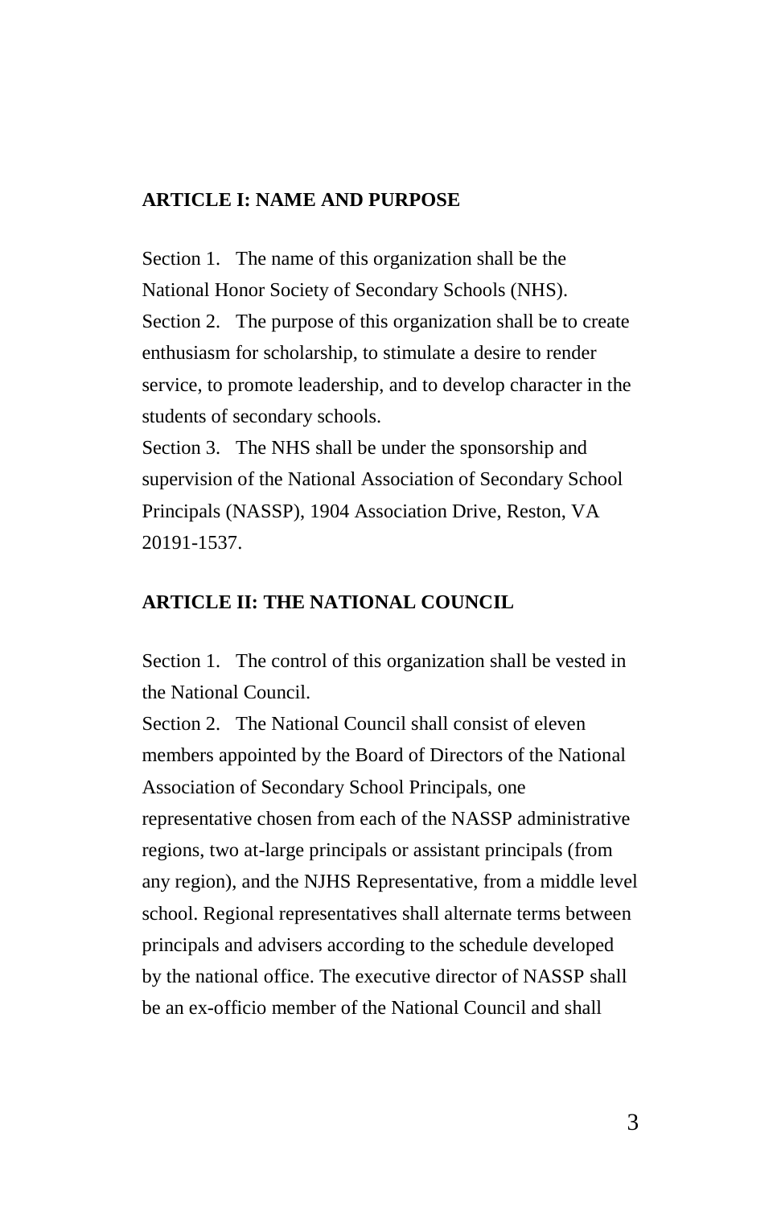## ARTICLE I: NAME AND PURPOSE

Section 1. The name of this organization shall be the National Honor Society of Secondary Schools (NHS).

Section 2. The purpose of this organization shall be to create enthusiasm for scholarship, to stimulate a desire to render service, to promote leadership, and to develop character in the students of secondary schools.

Section 3. The NHS shall be under the sponsorship and supervision of the National Association of Secondary School Principals (NASSP), 1904 Association Drive, Reston, VA 20191-1537.

## ARTICLE II: THE NATIONAL COUNCIL

Section 1. The control of this organization shall be vested in the National Council.

Section 2. The National Council shall consist of eleven members appointed by the Board of Directors of the National Association of Secondary School Principals, one representative chosen from each of the NASSP administrative regions, two at-large principals or assistant principals (from any region), and the NJHS Representative, from a middle level school. Regional representatives shall alternate terms between principals and advisers according to the schedule developed by the national office. The executive director of NASSP shall be an ex-officio member of the National Council and shall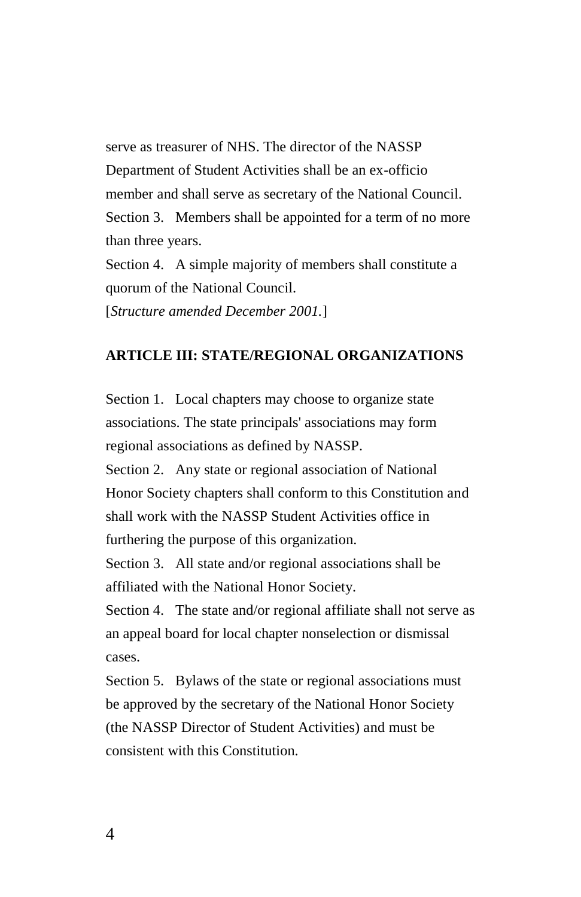serve as treasurer of NHS. The director of the NASSP Department of Student Activities shall be an ex-officio member and shall serve as secretary of the National Council.

Section 3. Members shall be appointed for a term of no more than three years.

Section 4. A simple majority of members shall constitute a quorum of the National Council.

[*Structure amended December 2001.*]

## ARTICLE III: STATE/REGIONAL ORGANIZATIONS

Section 1. Local chapters may choose to organize state associations. The state principals' associations may form regional associations as defined by NASSP.

Section 2. Any state or regional association of National Honor Society chapters shall conform to this Constitution and shall work with the NASSP Student Activities office in furthering the purpose of this organization.

Section 3. All state and/or regional associations shall be affiliated with the National Honor Society.

Section 4. The state and/or regional affiliate shall not serve as an appeal board for local chapter nonselection or dismissal cases.

Section 5. Bylaws of the state or regional associations must be approved by the secretary of the National Honor Society (the NASSP Director of Student Activities) and must be consistent with this Constitution.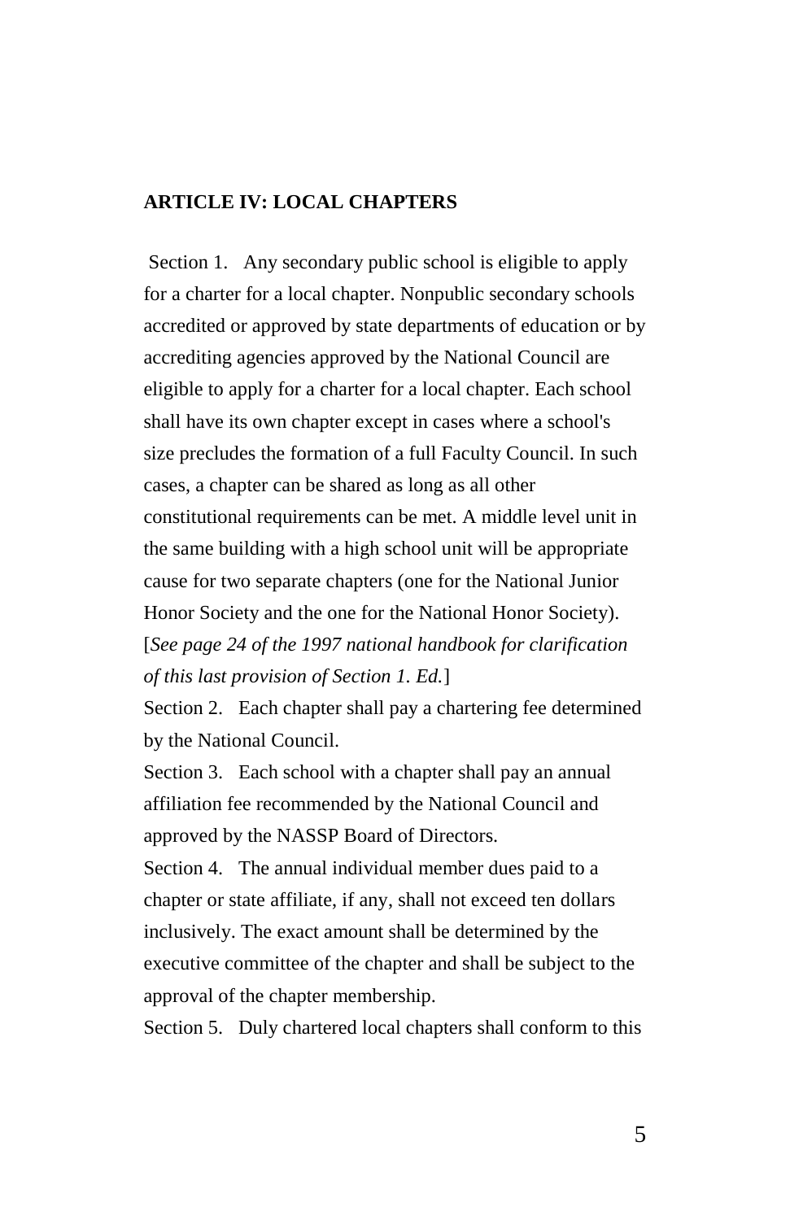## ARTICLE IV: LOCAL CHAPTERS

Section 1. Any secondary public school is eligible to apply for a charter for a local chapter. Nonpublic secondary schools accredited or approved by state departments of education or by accrediting agencies approved by the National Council are eligible to apply for a charter for a local chapter. Each school shall have its own chapter except in cases where a school's size precludes the formation of a full Faculty Council. In such cases, a chapter can be shared as long as all other constitutional requirements can be met. A middle level unit in the same building with a high school unit will be appropriate cause for two separate chapters (one for the National Junior Honor Society and the one for the National Honor Society). [*See page 24 of the 1997 national handbook for clarification of this last provision of Section 1. Ed.*]

Section 2. Each chapter shall pay a chartering fee determined by the National Council.

Section 3. Each school with a chapter shall pay an annual affiliation fee recommended by the National Council and approved by the NASSP Board of Directors.

Section 4. The annual individual member dues paid to a chapter or state affiliate, if any, shall not exceed ten dollars inclusively. The exact amount shall be determined by the executive committee of the chapter and shall be subject to the approval of the chapter membership.

Section 5. Duly chartered local chapters shall conform to this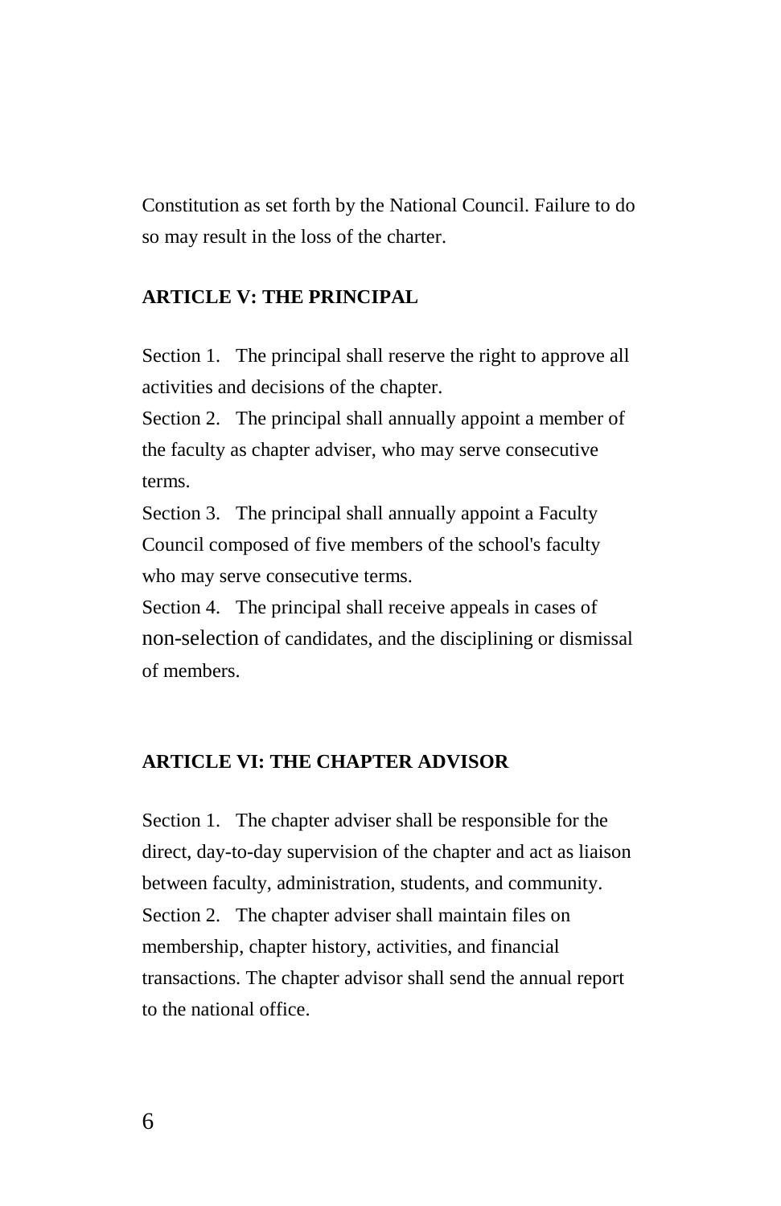Constitution as set forth by the National Council. Failure to do so may result in the loss of the charter.

**ARTICLE V: THE PRINCIPAL**

Section 1. The principal shall reserve the right to approve all activities and decisions of the chapter.

Section 2. The principal shall annually appoint a member of the faculty as chapter adviser, who may serve consecutive terms.

Section 3. The principal shall annually appoint a Faculty Council composed of five members of the school's faculty who may serve consecutive terms.

Section 4. The principal shall receive appeals in cases of non-selection of candidates, and the disciplining or dismissal of members.

**ARTICLE VI: THE CHAPTER ADVISOR**

Section 1. The chapter adviser shall be responsible for the direct, day-to-day supervision of the chapter and act as liaison between faculty, administration, students, and community.

Section 2. The chapter adviser shall maintain files on membership, chapter history, activities, and financial transactions. The chapter advisor shall send the annual report to the national office.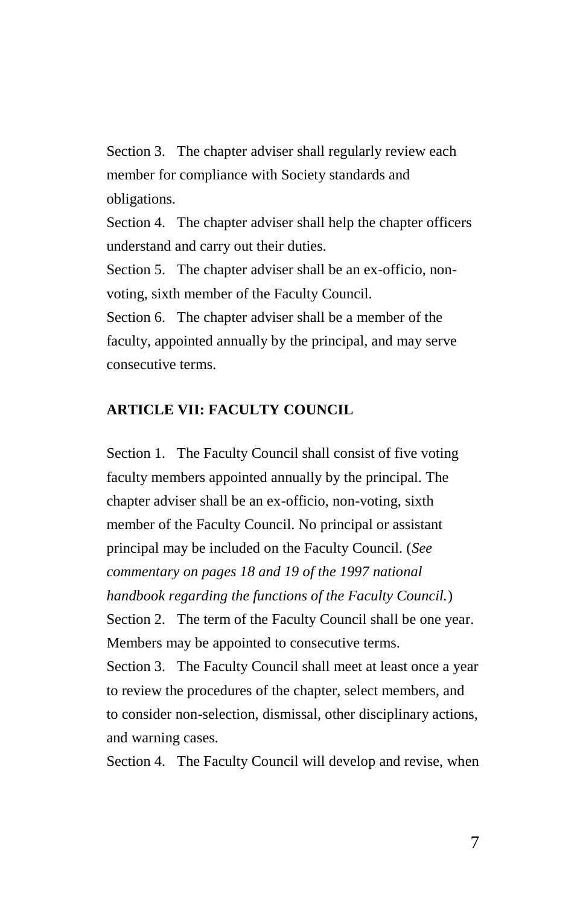Section 3. The chapter adviser shall regularly review each member for compliance with Society standards and obligations.

Section 4. The chapter adviser shall help the chapter officers understand and carry out their duties.

Section 5. The chapter adviser shall be an ex-officio, non-voting, sixth member of the Faculty Council.

Section 6. The chapter adviser shall be a member of the faculty, appointed annually by the principal, and may serve consecutive terms.

## ARTICLE VII: FACULTY COUNCIL

Section 1. The Faculty Council shall consist of five voting faculty members appointed annually by the principal. The chapter adviser shall be an ex-officio, non-voting, sixth member of the Faculty Council. No principal or assistant principal may be included on the Faculty Council. (*See commentary on pages 18 and 19 of the 1997 national handbook regarding the functions of the Faculty Council.*)

Section 2. The term of the Faculty Council shall be one year. Members may be appointed to consecutive terms.

Section 3. The Faculty Council shall meet at least once a year to review the procedures of the chapter, select members, and to consider non-selection, dismissal, other disciplinary actions, and warning cases.

Section 4. The Faculty Council will develop and revise, when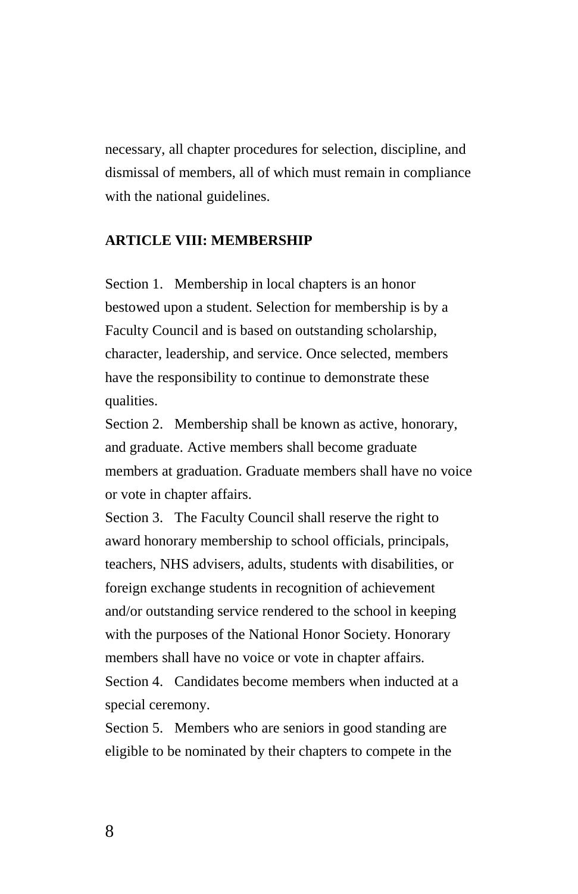necessary, all chapter procedures for selection, discipline, and dismissal of members, all of which must remain in compliance with the national guidelines.

**ARTICLE VIII: MEMBERSHIP**

Section 1. Membership in local chapters is an honor bestowed upon a student. Selection for membership is by a Faculty Council and is based on outstanding scholarship, character, leadership, and service. Once selected, members have the responsibility to continue to demonstrate these qualities.

Section 2. Membership shall be known as active, honorary, and graduate. Active members shall become graduate members at graduation. Graduate members shall have no voice or vote in chapter affairs.

Section 3. The Faculty Council shall reserve the right to award honorary membership to school officials, principals, teachers, NHS advisers, adults, students with disabilities, or foreign exchange students in recognition of achievement and/or outstanding service rendered to the school in keeping with the purposes of the National Honor Society. Honorary members shall have no voice or vote in chapter affairs.

Section 4. Candidates become members when inducted at a special ceremony.

Section 5. Members who are seniors in good standing are eligible to be nominated by their chapters to compete in the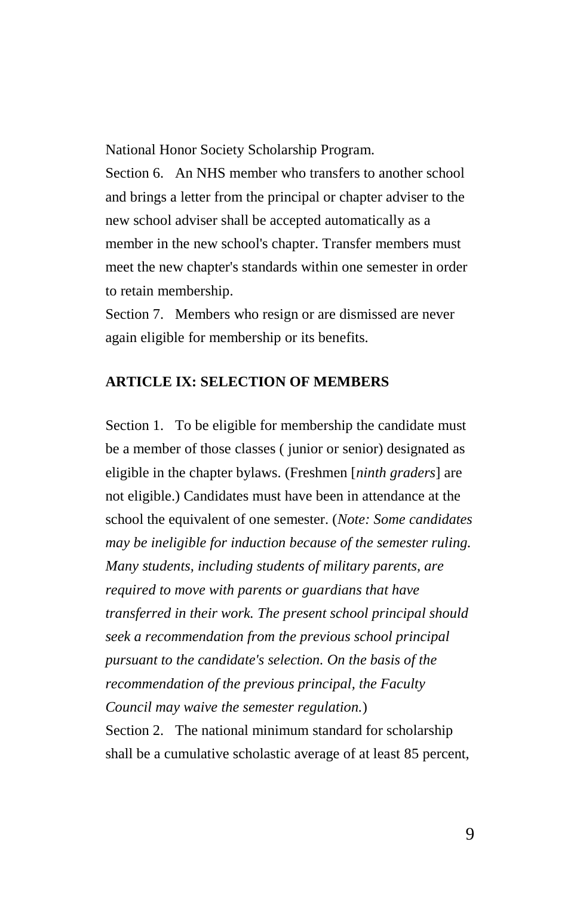National Honor Society Scholarship Program.

Section 6. An NHS member who transfers to another school and brings a letter from the principal or chapter adviser to the new school adviser shall be accepted automatically as a member in the new school's chapter. Transfer members must meet the new chapter's standards within one semester in order to retain membership.

Section 7. Members who resign or are dismissed are never again eligible for membership or its benefits.

## ARTICLE IX: SELECTION OF MEMBERS

Section 1. To be eligible for membership the candidate must be a member of those classes ( junior or senior) designated as eligible in the chapter bylaws. (Freshmen [*ninth graders*] are not eligible.) Candidates must have been in attendance at the school the equivalent of one semester. (*Note: Some candidates may be ineligible for induction because of the semester ruling. Many students, including students of military parents, are required to move with parents or guardians that have transferred in their work. The present school principal should seek a recommendation from the previous school principal pursuant to the candidate's selection. On the basis of the recommendation of the previous principal, the Faculty Council may waive the semester regulation.*)

Section 2. The national minimum standard for scholarship shall be a cumulative scholastic average of at least 85 percent,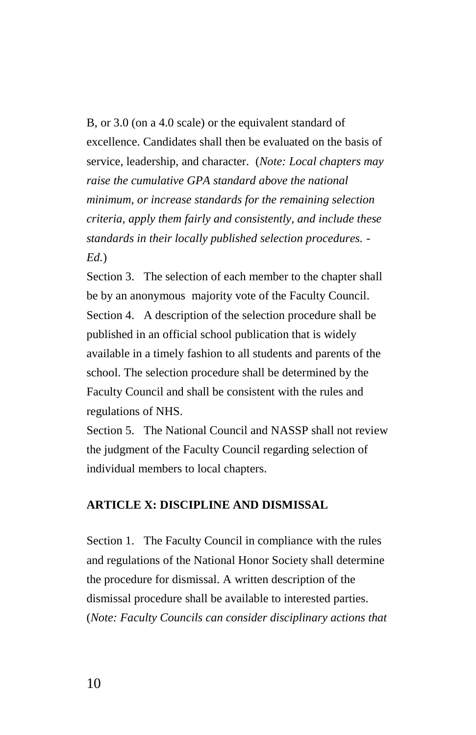B, or 3.0 (on a 4.0 scale) or the equivalent standard of excellence. Candidates shall then be evaluated on the basis of service, leadership, and character. (*Note: Local chapters may raise the cumulative GPA standard above the national minimum, or increase standards for the remaining selection criteria, apply them fairly and consistently, and include these standards in their locally published selection procedures. -Ed.*)

Section 3. The selection of each member to the chapter shall be by an anonymous majority vote of the Faculty Council.

Section 4. A description of the selection procedure shall be published in an official school publication that is widely available in a timely fashion to all students and parents of the school. The selection procedure shall be determined by the Faculty Council and shall be consistent with the rules and regulations of NHS.

Section 5. The National Council and NASSP shall not review the judgment of the Faculty Council regarding selection of individual members to local chapters.

## ARTICLE X: DISCIPLINE AND DISMISSAL

Section 1. The Faculty Council in compliance with the rules and regulations of the National Honor Society shall determine the procedure for dismissal. A written description of the dismissal procedure shall be available to interested parties. (*Note: Faculty Councils can consider disciplinary actions that*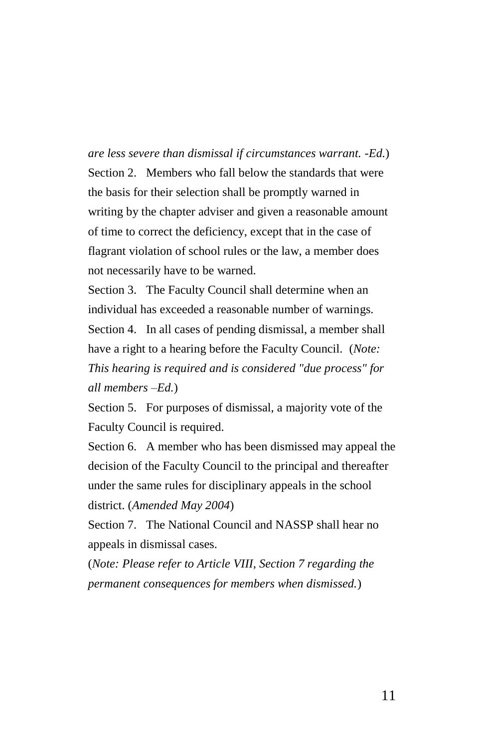*are less severe than dismissal if circumstances warrant. -Ed.*)

Section 2. Members who fall below the standards that were the basis for their selection shall be promptly warned in writing by the chapter adviser and given a reasonable amount of time to correct the deficiency, except that in the case of flagrant violation of school rules or the law, a member does not necessarily have to be warned.

Section 3. The Faculty Council shall determine when an individual has exceeded a reasonable number of warnings.

Section 4. In all cases of pending dismissal, a member shall have a right to a hearing before the Faculty Council. (*Note: This hearing is required and is considered "due process" for all members –Ed.*)

Section 5. For purposes of dismissal, a majority vote of the Faculty Council is required.

Section 6. A member who has been dismissed may appeal the decision of the Faculty Council to the principal and thereafter under the same rules for disciplinary appeals in the school district. (*Amended May 2004*)

Section 7. The National Council and NASSP shall hear no appeals in dismissal cases.

(*Note: Please refer to Article VIII, Section 7 regarding the permanent consequences for members when dismissed.*)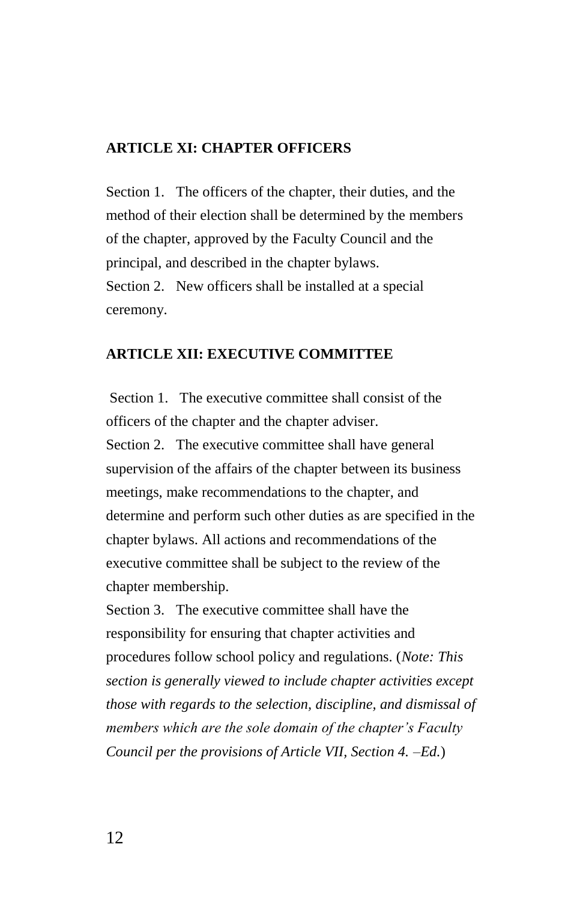## ARTICLE XI: CHAPTER OFFICERS

Section 1. The officers of the chapter, their duties, and the method of their election shall be determined by the members of the chapter, approved by the Faculty Council and the principal, and described in the chapter bylaws.

Section 2. New officers shall be installed at a special ceremony.

## ARTICLE XII: EXECUTIVE COMMITTEE

Section 1. The executive committee shall consist of the officers of the chapter and the chapter adviser.

Section 2. The executive committee shall have general supervision of the affairs of the chapter between its business meetings, make recommendations to the chapter, and determine and perform such other duties as are specified in the chapter bylaws. All actions and recommendations of the executive committee shall be subject to the review of the chapter membership.

Section 3. The executive committee shall have the responsibility for ensuring that chapter activities and procedures follow school policy and regulations. (*Note: This section is generally viewed to include chapter activities except those with regards to the selection, discipline, and dismissal of members which are the sole domain of the chapter's Faculty Council per the provisions of Article VII, Section 4. –Ed.*)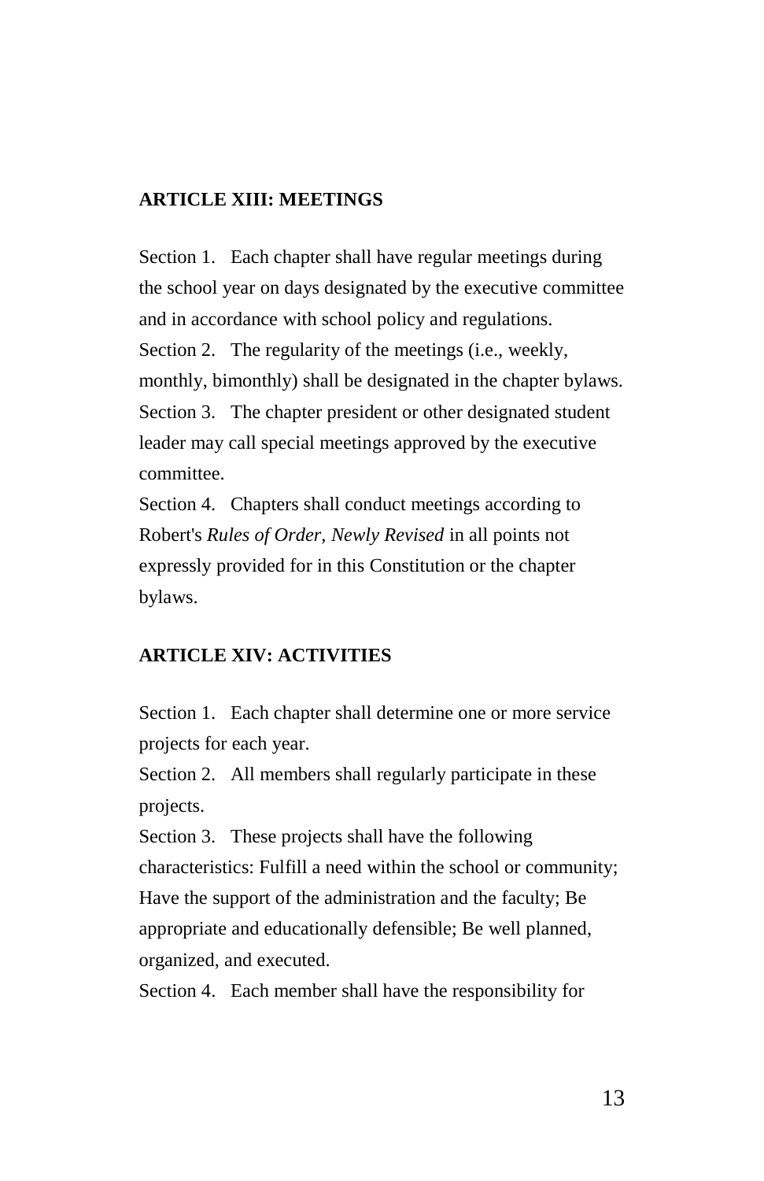## ARTICLE XIII: MEETINGS

Section 1. Each chapter shall have regular meetings during the school year on days designated by the executive committee and in accordance with school policy and regulations.

Section 2. The regularity of the meetings (i.e., weekly, monthly, bimonthly) shall be designated in the chapter bylaws.

Section 3. The chapter president or other designated student leader may call special meetings approved by the executive committee.

Section 4. Chapters shall conduct meetings according to Robert's *Rules of Order, Newly Revised* in all points not expressly provided for in this Constitution or the chapter bylaws.

## ARTICLE XIV: ACTIVITIES

Section 1. Each chapter shall determine one or more service projects for each year.

Section 2. All members shall regularly participate in these projects.

Section 3. These projects shall have the following characteristics: Fulfill a need within the school or community; Have the support of the administration and the faculty; Be appropriate and educationally defensible; Be well planned, organized, and executed.

Section 4. Each member shall have the responsibility for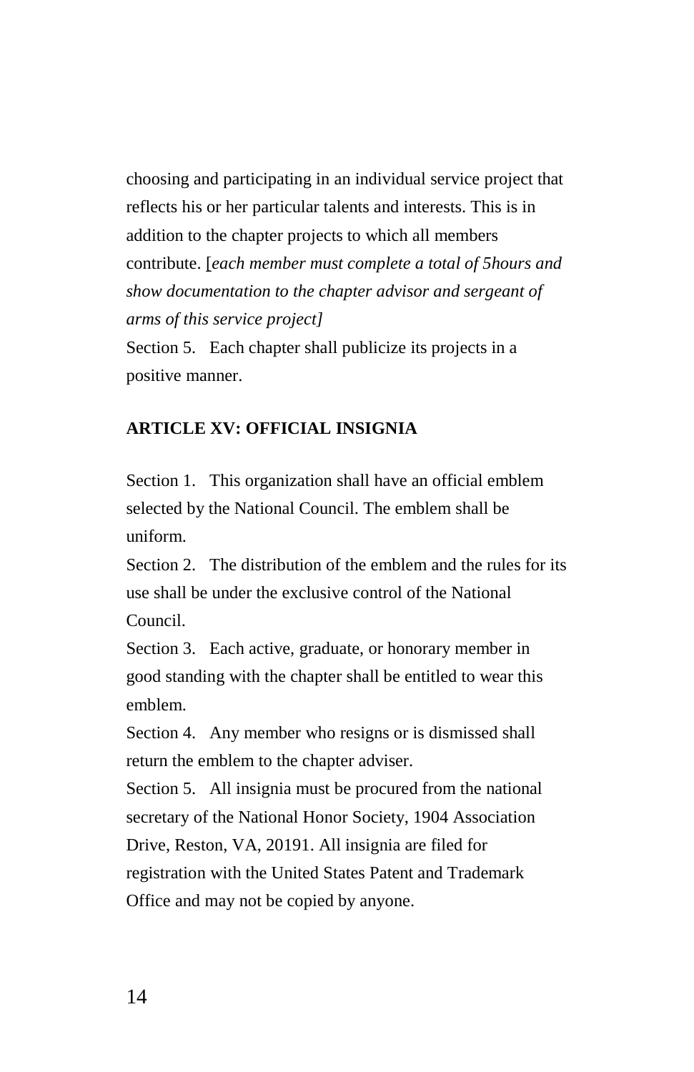choosing and participating in an individual service project that reflects his or her particular talents and interests. This is in addition to the chapter projects to which all members contribute. [*each member must complete a total of 5hours and show documentation to the chapter advisor and sergeant of arms of this service project]*

Section 5. Each chapter shall publicize its projects in a positive manner.

**ARTICLE XV: OFFICIAL INSIGNIA**

Section 1. This organization shall have an official emblem selected by the National Council. The emblem shall be uniform.

Section 2. The distribution of the emblem and the rules for its use shall be under the exclusive control of the National Council.

Section 3. Each active, graduate, or honorary member in good standing with the chapter shall be entitled to wear this emblem.

Section 4. Any member who resigns or is dismissed shall return the emblem to the chapter adviser.

Section 5. All insignia must be procured from the national secretary of the National Honor Society, 1904 Association Drive, Reston, VA, 20191. All insignia are filed for registration with the United States Patent and Trademark Office and may not be copied by anyone.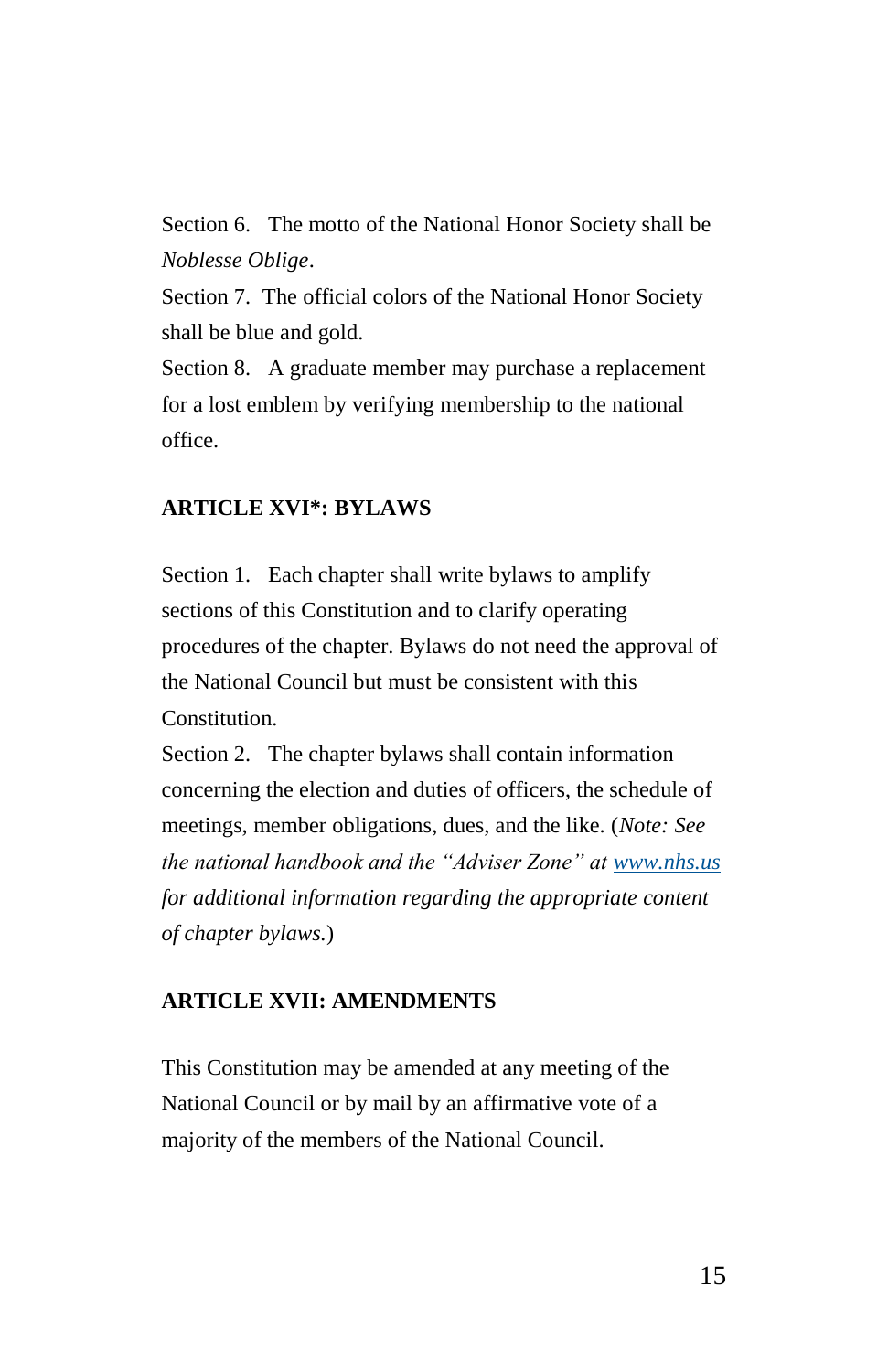Section 6. The motto of the National Honor Society shall be *Noblesse Oblige*.

Section 7. The official colors of the National Honor Society shall be blue and gold.

Section 8. A graduate member may purchase a replacement for a lost emblem by verifying membership to the national office.

## ARTICLE XVI*: BYLAWS

Section 1. Each chapter shall write bylaws to amplify sections of this Constitution and to clarify operating procedures of the chapter. Bylaws do not need the approval of the National Council but must be consistent with this Constitution.

Section 2. The chapter bylaws shall contain information concerning the election and duties of officers, the schedule of meetings, member obligations, dues, and the like. (*Note: See the national handbook and the "Adviser Zone" at [www.nhs.us](http://www.nhs.us) for additional information regarding the appropriate content of chapter bylaws.*)

## ARTICLE XVII: AMENDMENTS

This Constitution may be amended at any meeting of the National Council or by mail by an affirmative vote of a majority of the members of the National Council.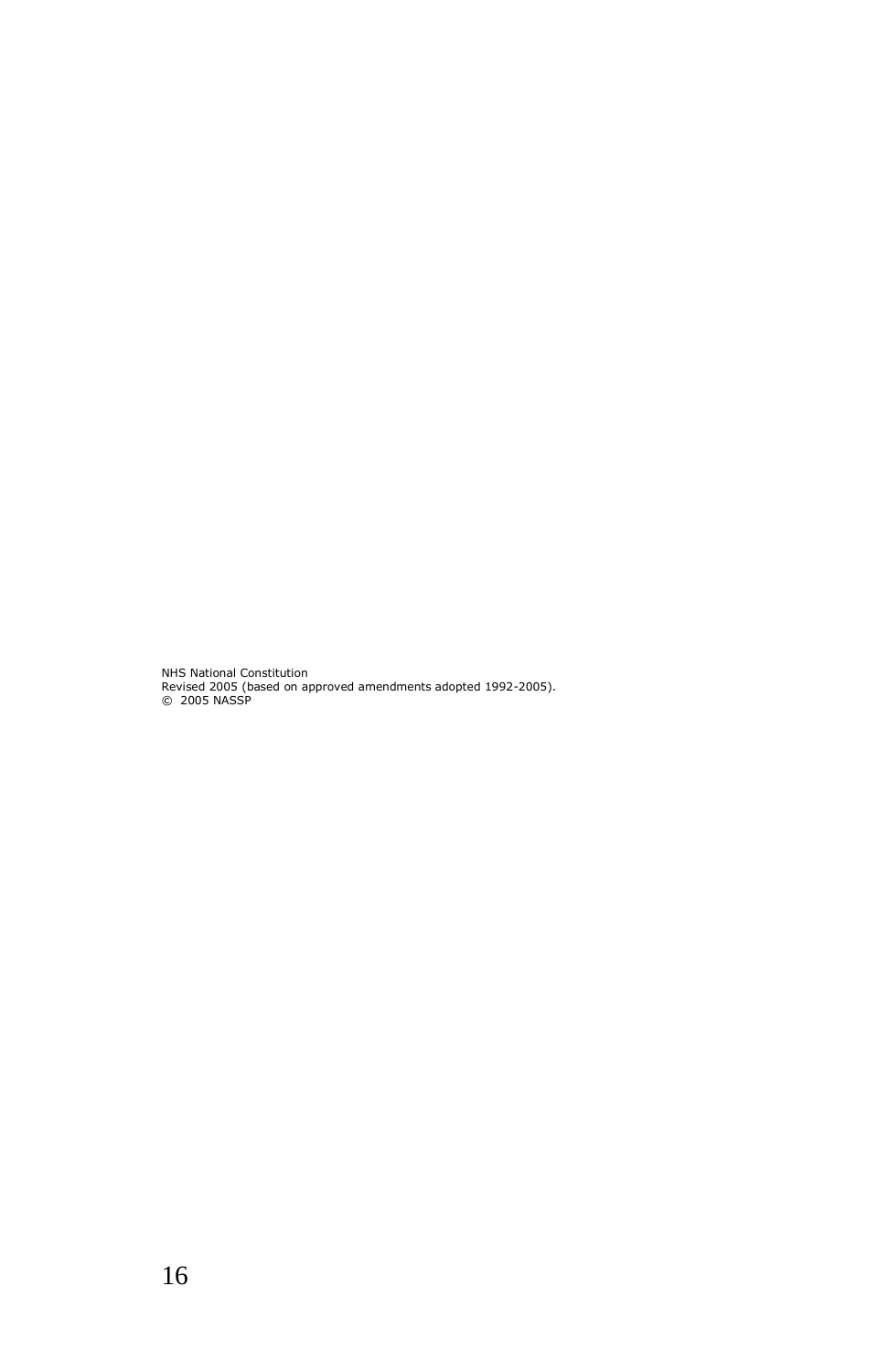NHS National Constitution
Revised 2005 (based on approved amendments adopted 1992-2005).
© 2005 NASSP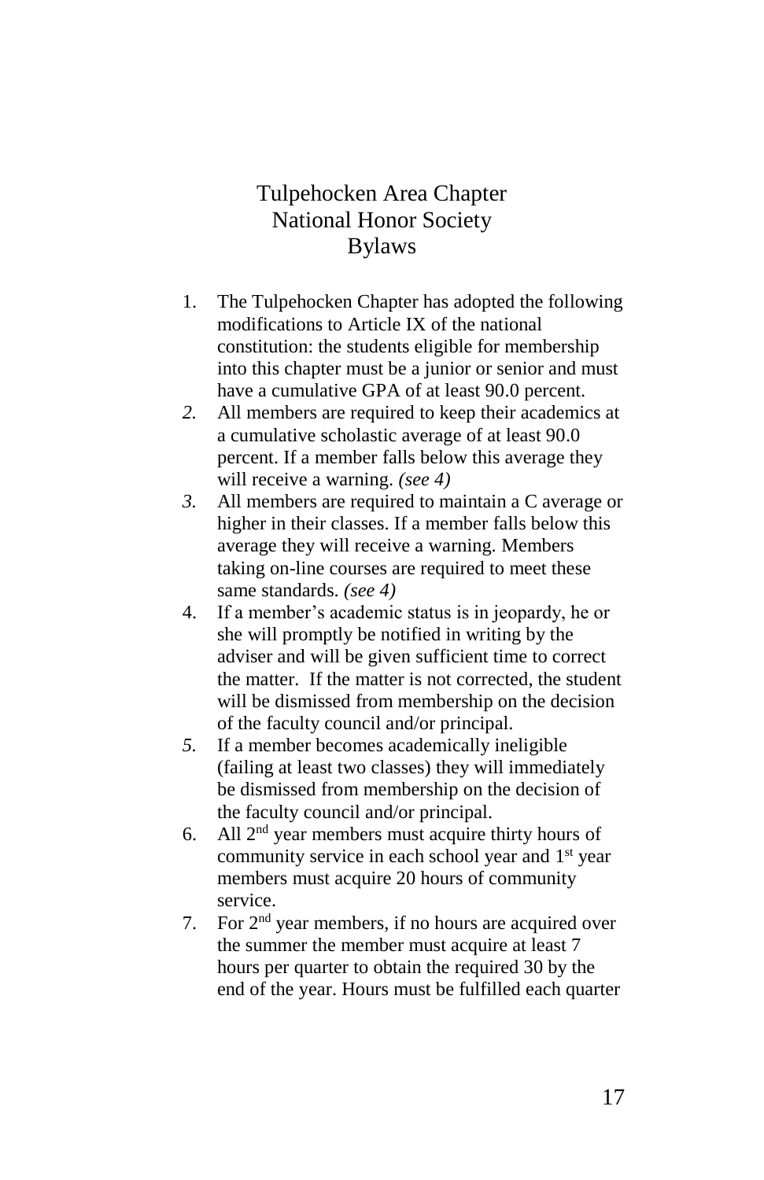# Tulpehocken Area Chapter
# National Honor Society
# Bylaws

1. The Tulpehocken Chapter has adopted the following modifications to Article IX of the national constitution: the students eligible for membership into this chapter must be a junior or senior and must have a cumulative GPA of at least 90.0 percent.
2. All members are required to keep their academics at a cumulative scholastic average of at least 90.0 percent. If a member falls below this average they will receive a warning. *(see 4)*
3. All members are required to maintain a C average or higher in their classes. If a member falls below this average they will receive a warning. Members taking on-line courses are required to meet these same standards. *(see 4)*
4. If a member's academic status is in jeopardy, he or she will promptly be notified in writing by the adviser and will be given sufficient time to correct the matter. If the matter is not corrected, the student will be dismissed from membership on the decision of the faculty council and/or principal.
5. If a member becomes academically ineligible (failing at least two classes) they will immediately be dismissed from membership on the decision of the faculty council and/or principal.
6. All 2nd year members must acquire thirty hours of community service in each school year and 1st year members must acquire 20 hours of community service.
7. For 2nd year members, if no hours are acquired over the summer the member must acquire at least 7 hours per quarter to obtain the required 30 by the end of the year. Hours must be fulfilled each quarter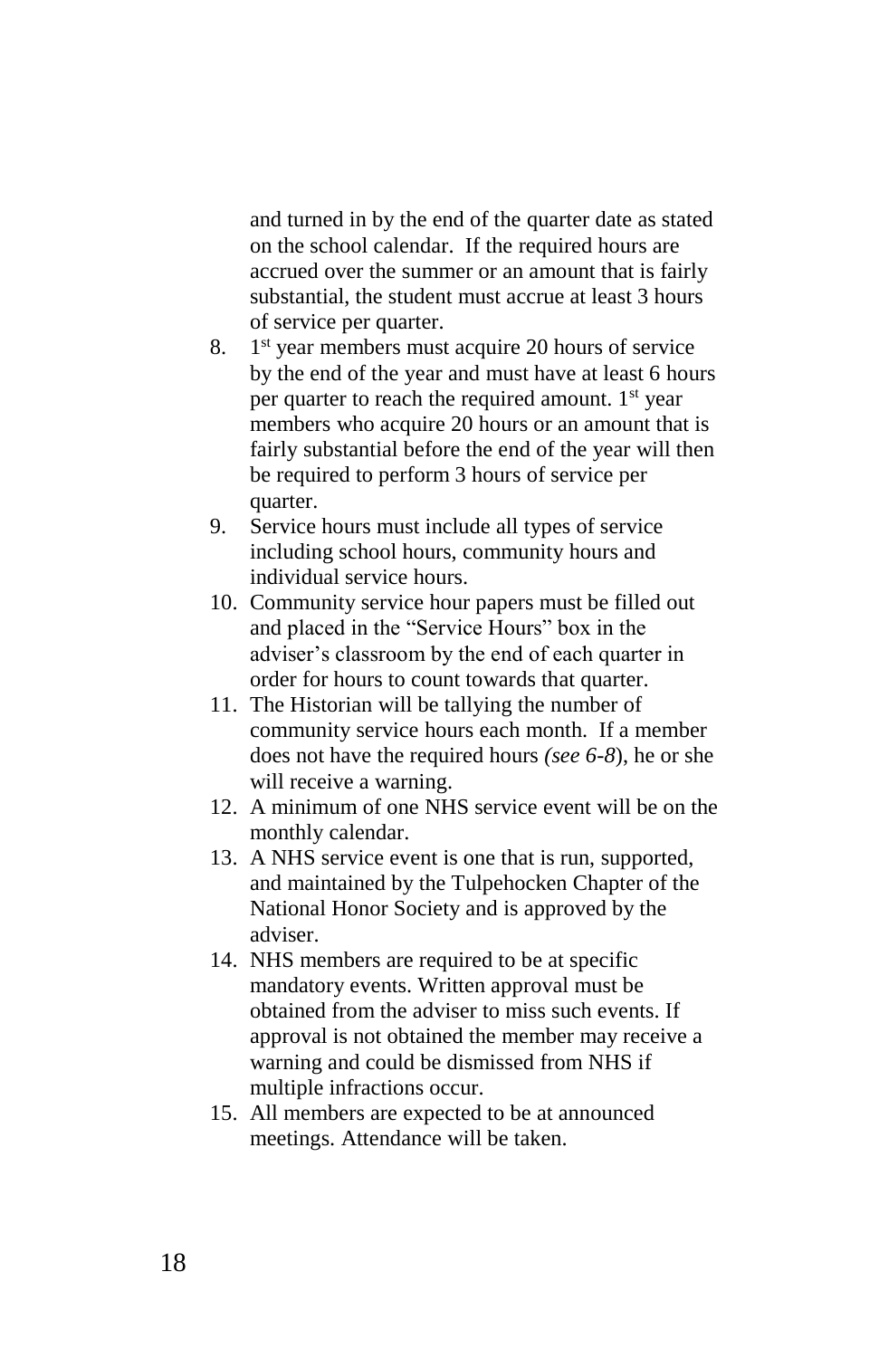and turned in by the end of the quarter date as stated on the school calendar. If the required hours are accrued over the summer or an amount that is fairly substantial, the student must accrue at least 3 hours of service per quarter.

8. 1st year members must acquire 20 hours of service by the end of the year and must have at least 6 hours per quarter to reach the required amount. 1st year members who acquire 20 hours or an amount that is fairly substantial before the end of the year will then be required to perform 3 hours of service per quarter.
9. Service hours must include all types of service including school hours, community hours and individual service hours.
10. Community service hour papers must be filled out and placed in the "Service Hours" box in the adviser's classroom by the end of each quarter in order for hours to count towards that quarter.
11. The Historian will be tallying the number of community service hours each month. If a member does not have the required hours *(see 6-8)*, he or she will receive a warning.
12. A minimum of one NHS service event will be on the monthly calendar.
13. A NHS service event is one that is run, supported, and maintained by the Tulpehocken Chapter of the National Honor Society and is approved by the adviser.
14. NHS members are required to be at specific mandatory events. Written approval must be obtained from the adviser to miss such events. If approval is not obtained the member may receive a warning and could be dismissed from NHS if multiple infractions occur.
15. All members are expected to be at announced meetings. Attendance will be taken.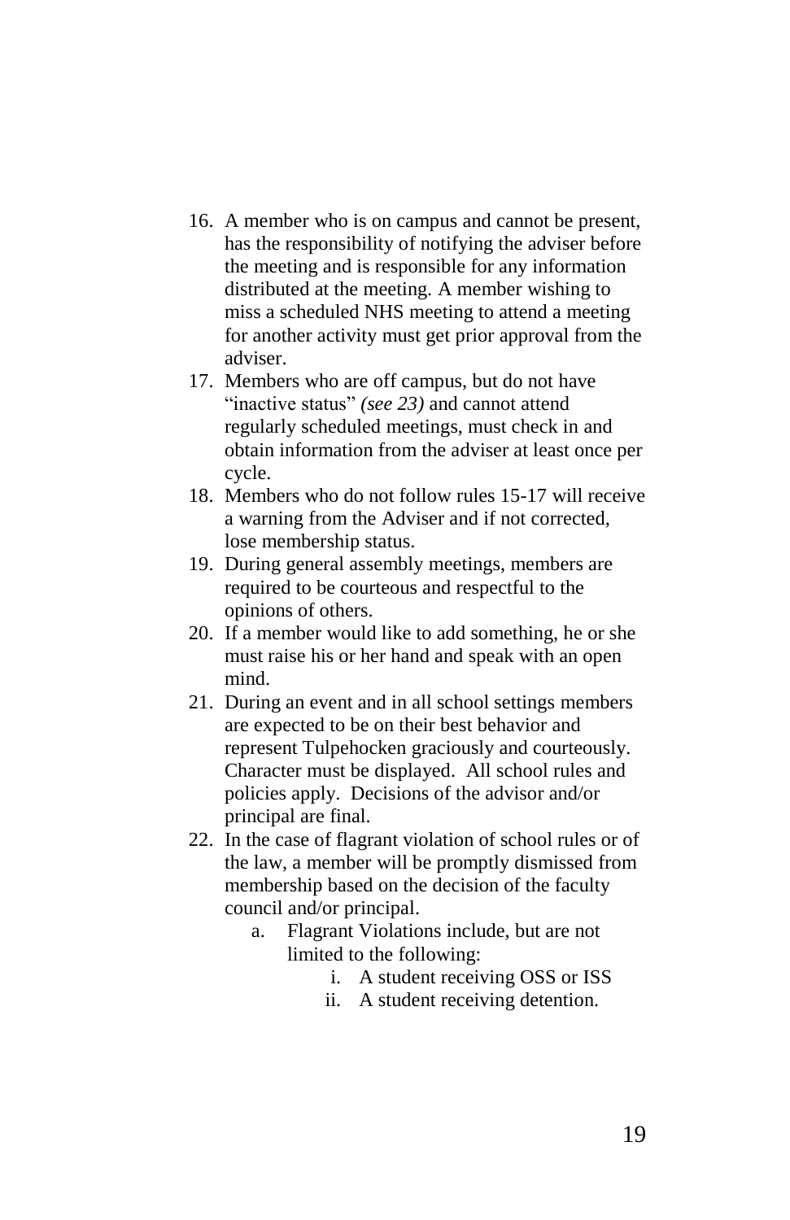16. A member who is on campus and cannot be present, has the responsibility of notifying the adviser before the meeting and is responsible for any information distributed at the meeting. A member wishing to miss a scheduled NHS meeting to attend a meeting for another activity must get prior approval from the adviser.
17. Members who are off campus, but do not have "inactive status" *(see 23)* and cannot attend regularly scheduled meetings, must check in and obtain information from the adviser at least once per cycle.
18. Members who do not follow rules 15-17 will receive a warning from the Adviser and if not corrected, lose membership status.
19. During general assembly meetings, members are required to be courteous and respectful to the opinions of others.
20. If a member would like to add something, he or she must raise his or her hand and speak with an open mind.
21. During an event and in all school settings members are expected to be on their best behavior and represent Tulpehocken graciously and courteously. Character must be displayed. All school rules and policies apply. Decisions of the advisor and/or principal are final.
22. In the case of flagrant violation of school rules or of the law, a member will be promptly dismissed from membership based on the decision of the faculty council and/or principal.
    a. Flagrant Violations include, but are not limited to the following:
        i. A student receiving OSS or ISS
        ii. A student receiving detention.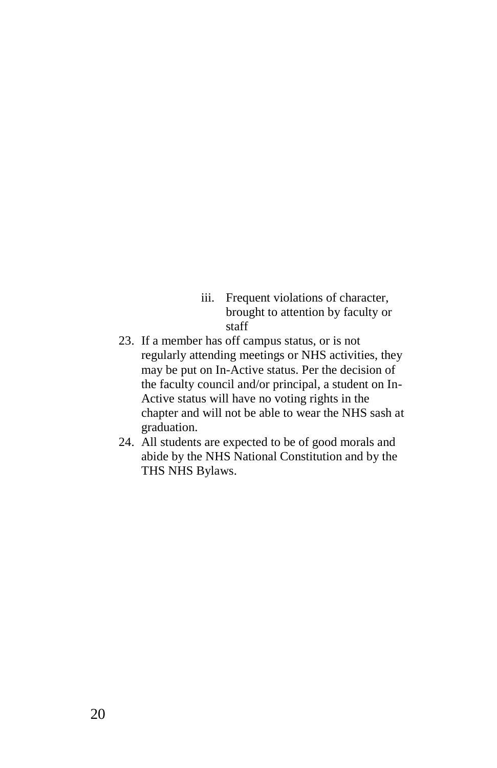iii. Frequent violations of character, brought to attention by faculty or staff

23. If a member has off campus status, or is not regularly attending meetings or NHS activities, they may be put on In-Active status. Per the decision of the faculty council and/or principal, a student on In-Active status will have no voting rights in the chapter and will not be able to wear the NHS sash at graduation.
24. All students are expected to be of good morals and abide by the NHS National Constitution and by the THS NHS Bylaws.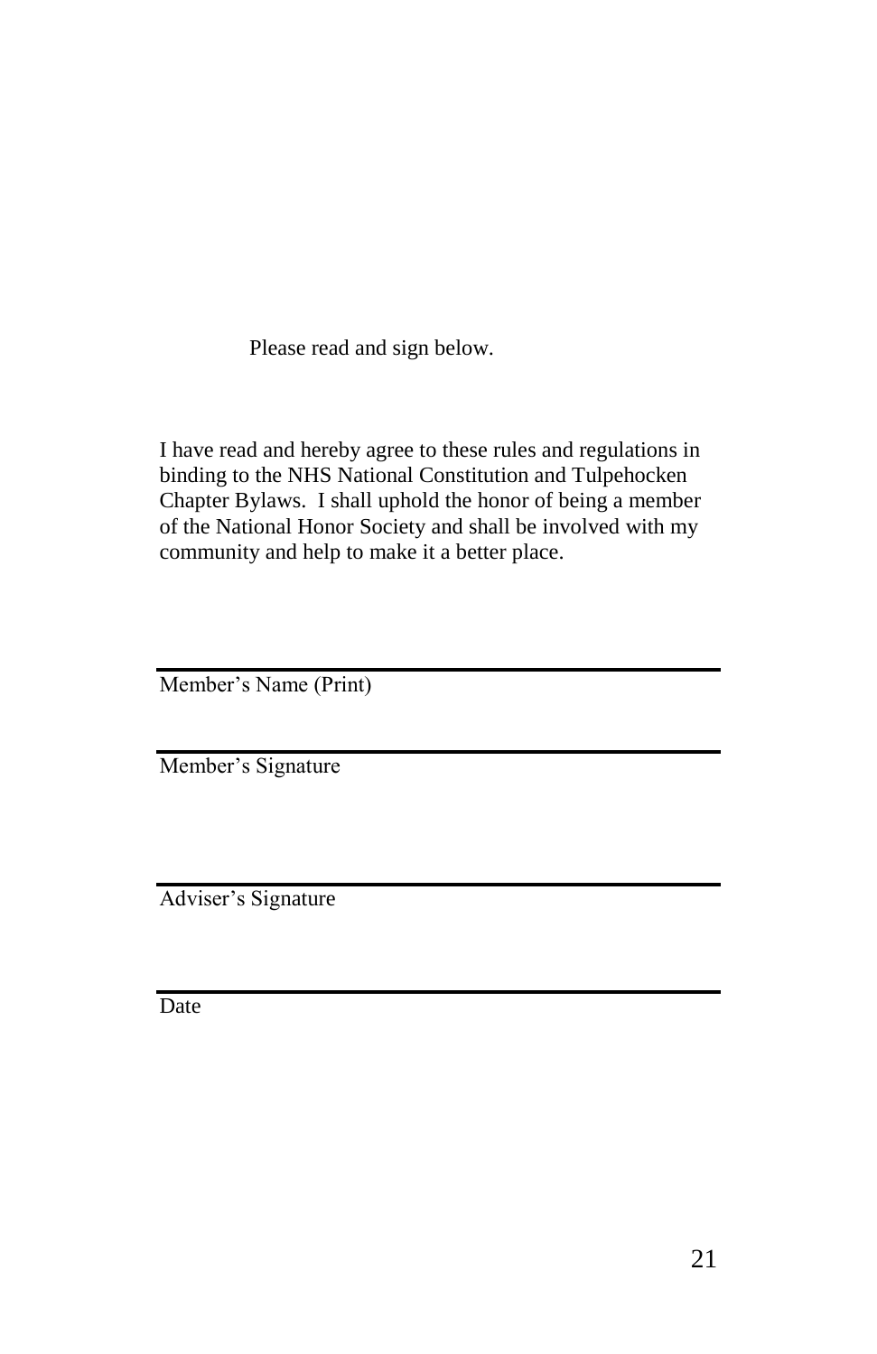Please read and sign below.

I have read and hereby agree to these rules and regulations in binding to the NHS National Constitution and Tulpehocken Chapter Bylaws. I shall uphold the honor of being a member of the National Honor Society and shall be involved with my community and help to make it a better place.

______________________________

Member's Name (Print)

______________________________

Member's Signature

______________________________

Adviser's Signature

______________________________

Date